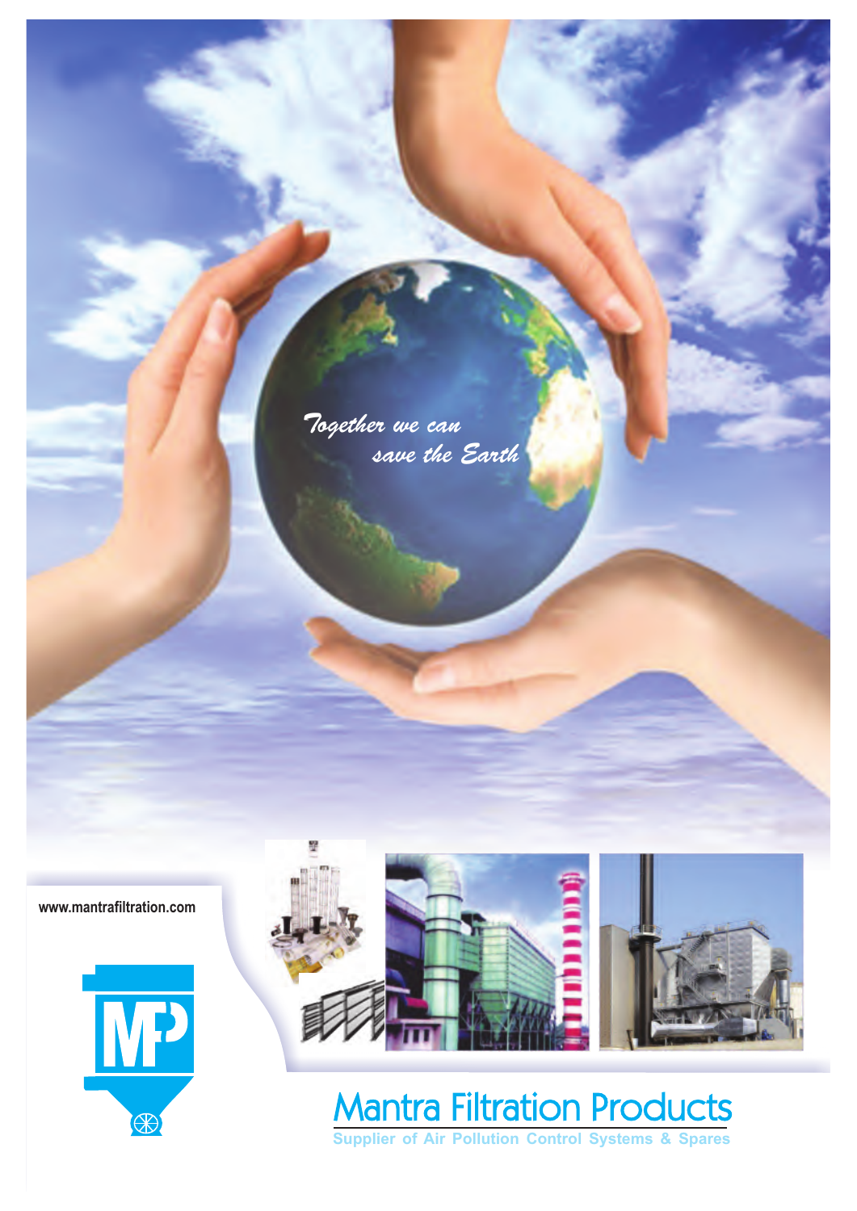*Together we can save the Earth*

www.mantrafiltration.com

# Mantra Filtration Products

**Supplier of Air Pollution Control Systems & Spares**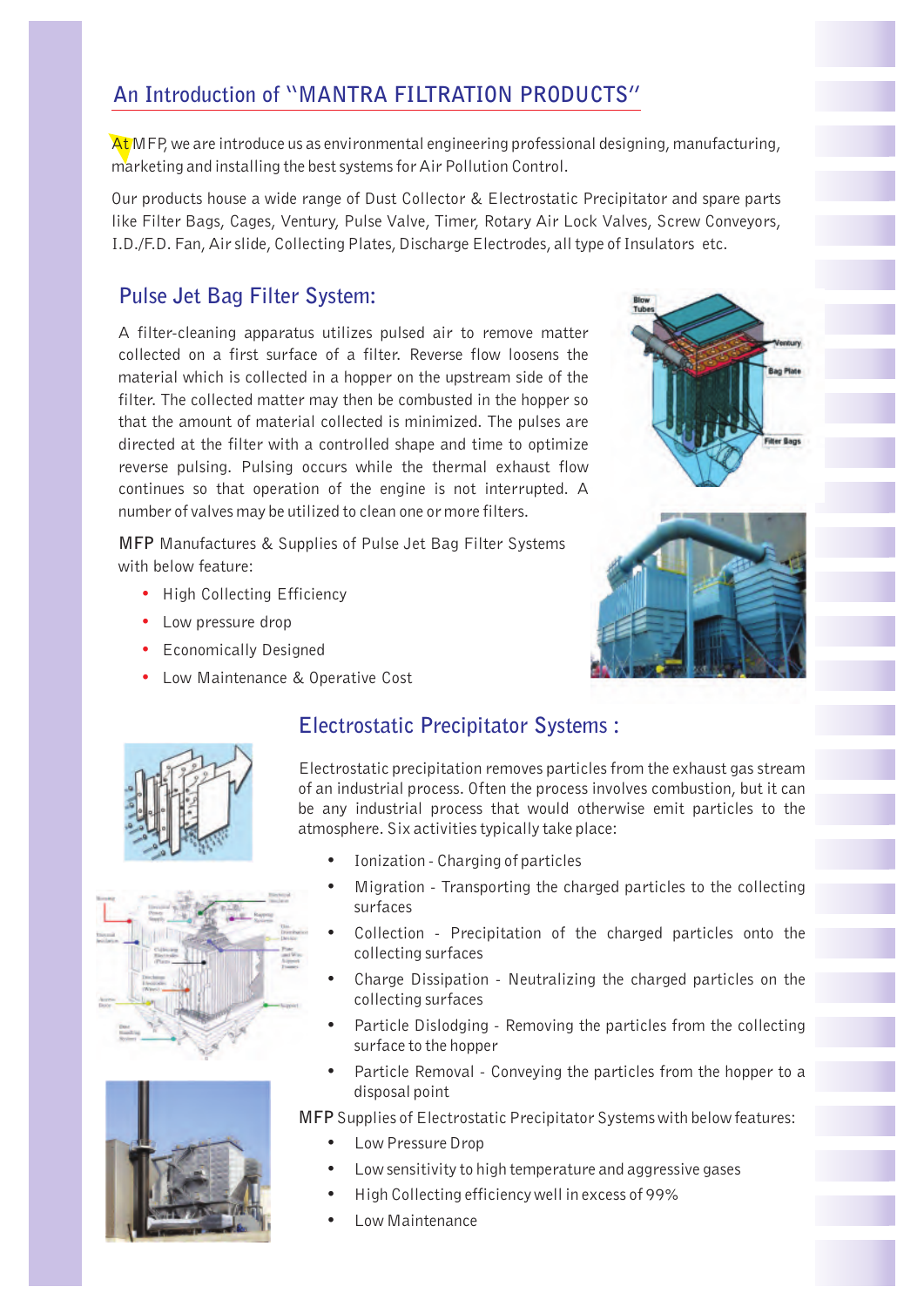## An Introduction of "MANTRA FILTRATION PRODUCTS"

At MFP, we are introduce us as environmental engineering professional designing, manufacturing, marketing and installing the best systems for Air Pollution Control.

Our products house a wide range of Dust Collector & Electrostatic Precipitator and spare parts like Filter Bags, Cages, Ventury, Pulse Valve, Timer, Rotary Air Lock Valves, Screw Conveyors, I.D./F.D. Fan, Air slide, Collecting Plates, Discharge Electrodes, all type of Insulators etc.

### Pulse Jet Bag Filter System:

A filter-cleaning apparatus utilizes pulsed air to remove matter collected on a first surface of a filter. Reverse flow loosens the material which is collected in a hopper on the upstream side of the filter. The collected matter may then be combusted in the hopper so that the amount of material collected is minimized. The pulses are directed at the filter with a controlled shape and time to optimize reverse pulsing. Pulsing occurs while the thermal exhaust flow continues so that operation of the engine is not interrupted. A number of valves may be utilized to clean one or more filters.

**MFP** Manufactures & Supplies of Pulse Jet Bag Filter Systems with below feature:

- High Collecting Efficiency
- Low pressure drop
- Economically Designed
- Low Maintenance & Operative Cost

### Electrostatic Precipitator Systems :

Electrostatic precipitation removes particles from the exhaust gas stream of an industrial process. Often the process involves combustion, but it can be any industrial process that would otherwise emit particles to the atmosphere. Six activities typically take place:

- Ionization - Charging of particles
- Migration - Transporting the charged particles to the collecting surfaces
- Collection - Precipitation of the charged particles onto the collecting surfaces
- Charge Dissipation - Neutralizing the charged particles on the collecting surfaces
- Particle Dislodging - Removing the particles from the collecting surface to the hopper
- Particle Removal - Conveying the particles from the hopper to a disposal point

**MFP** Supplies of Electrostatic Precipitator Systems with below features:

- Low Pressure Drop
- Low sensitivity to high temperature and aggressive gases
- High Collecting efficiency well in excess of 99%
- Low Maintenance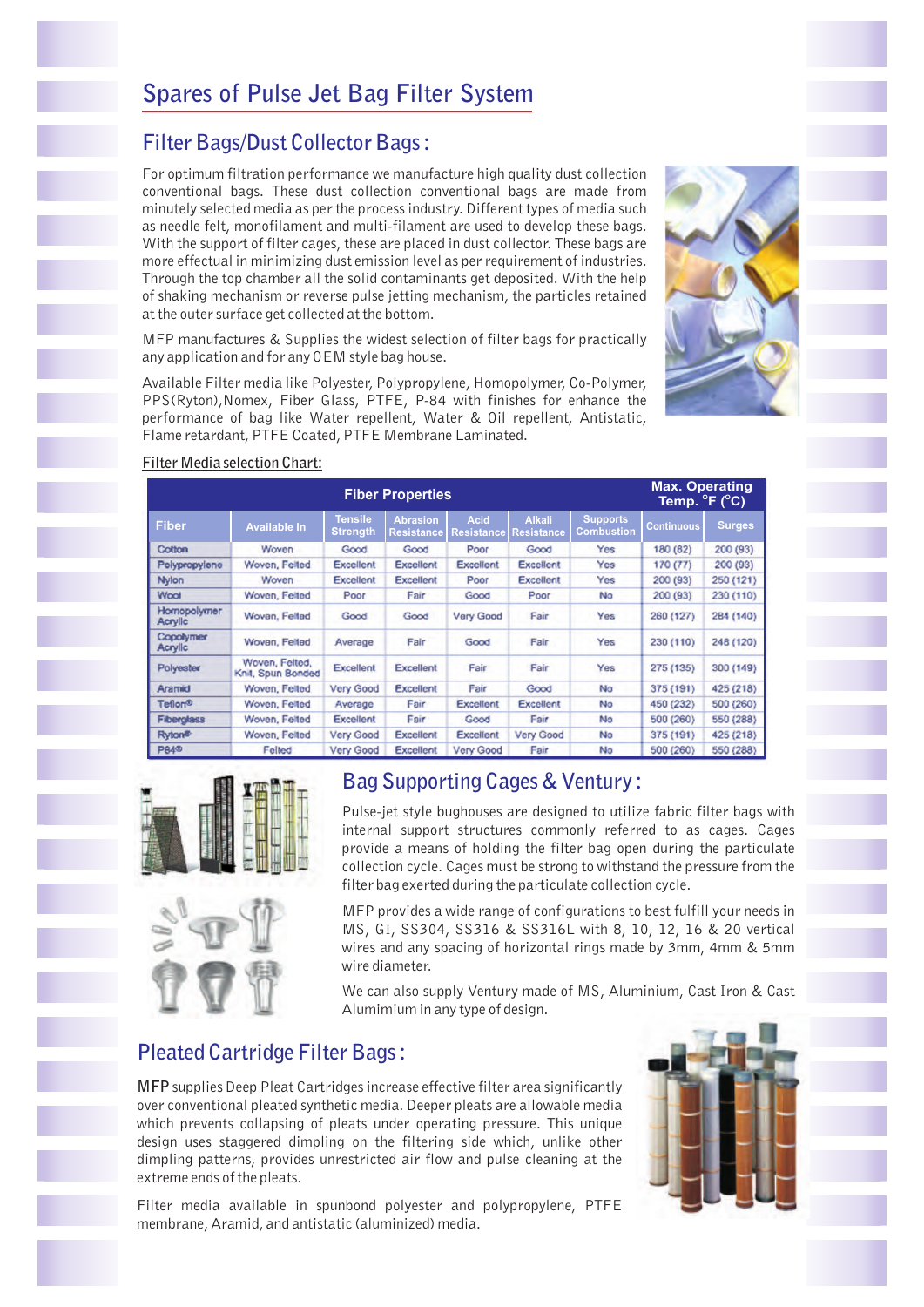# Spares of Pulse Jet Bag Filter System

## Filter Bags/Dust Collector Bags :

For optimum filtration performance we manufacture high quality dust collection conventional bags. These dust collection conventional bags are made from minutely selected media as per the process industry. Different types of media such as needle felt, monofilament and multi-filament are used to develop these bags. With the support of filter cages, these are placed in dust collector. These bags are more effectual in minimizing dust emission level as per requirement of industries. Through the top chamber all the solid contaminants get deposited. With the help of shaking mechanism or reverse pulse jetting mechanism, the particles retained at the outer surface get collected at the bottom.

MFP manufactures & Supplies the widest selection of filter bags for practically any application and for any OEM style bag house.

Available Filter media like Polyester, Polypropylene, Homopolymer, Co-Polymer, PPS(Ryton),Nomex, Fiber Glass, PTFE, P-84 with finishes for enhance the performance of bag like Water repellent, Water & Oil repellent, Antistatic, Flame retardant, PTFE Coated, PTFE Membrane Laminated.

Filter Media selection Chart:

| Fiber Properties | | | | | | | Max. Operating Temp. °F (°C) | |
|---|---|---|---|---|---|---|---|---|
| Fiber | Available In | Tensile Strength | Abrasion Resistance | Acid Resistance | Alkali Resistance | Supports Combustion | Continuous | Surges |
| Cotton | Woven | Good | Good | Poor | Good | Yes | 180 (82) | 200 (93) |
| Polypropylene | Woven, Felted | Excellent | Excellent | Excellent | Excellent | Yes | 170 (77) | 200 (93) |
| Nylon | Woven | Excellent | Excellent | Poor | Excellent | Yes | 200 (93) | 250 (121) |
| Wool | Woven, Felted | Poor | Fair | Good | Poor | No | 200 (93) | 230 (110) |
| Homopolymer Acrylic | Woven, Felted | Good | Good | Very Good | Fair | Yes | 260 (127) | 284 (140) |
| Copolymer Acrylic | Woven, Felted | Average | Fair | Good | Fair | Yes | 230 (110) | 248 (120) |
| Polyester | Woven, Felted, Knit, Spun Bonded | Excellent | Excellent | Fair | Fair | Yes | 275 (135) | 300 (149) |
| Aramid | Woven, Felted | Very Good | Excellent | Fair | Good | No | 375 (191) | 425 (218) |
| Teflon® | Woven, Felted | Average | Fair | Excellent | Excellent | No | 450 (232) | 500 (260) |
| Fiberglass | Woven, Felted | Excellent | Fair | Good | Fair | No | 500 (260) | 550 (288) |
| Ryton® | Woven, Felted | Very Good | Excellent | Excellent | Very Good | No | 375 (191) | 425 (218) |
| P84® | Felted | Very Good | Excellent | Very Good | Fair | No | 500 (260) | 550 (288) |

## Bag Supporting Cages & Ventury :

Pulse-jet style bughouses are designed to utilize fabric filter bags with internal support structures commonly referred to as cages. Cages provide a means of holding the filter bag open during the particulate collection cycle. Cages must be strong to withstand the pressure from the filter bag exerted during the particulate collection cycle.

MFP provides a wide range of configurations to best fulfill your needs in MS, GI, SS304, SS316 & SS316L with 8, 10, 12, 16 & 20 vertical wires and any spacing of horizontal rings made by 3mm, 4mm & 5mm wire diameter.

We can also supply Ventury made of MS, Aluminium, Cast Iron & Cast Alumimium in any type of design.

## Pleated Cartridge Filter Bags :

MFP supplies Deep Pleat Cartridges increase effective filter area significantly over conventional pleated synthetic media. Deeper pleats are allowable media which prevents collapsing of pleats under operating pressure. This unique design uses staggered dimpling on the filtering side which, unlike other dimpling patterns, provides unrestricted air flow and pulse cleaning at the extreme ends of the pleats.

Filter media available in spunbond polyester and polypropylene, PTFE membrane, Aramid, and antistatic (aluminized) media.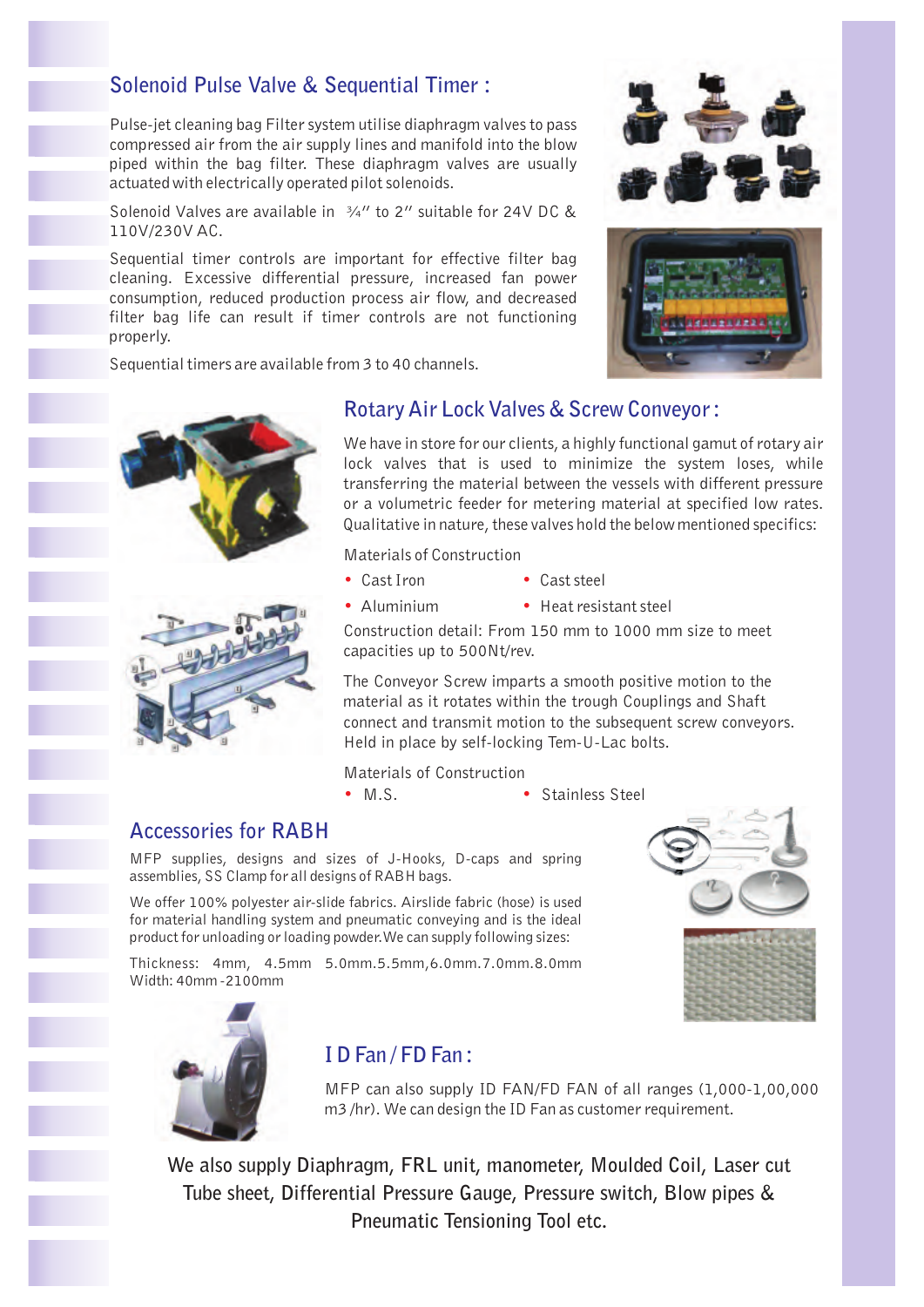## Solenoid Pulse Valve & Sequential Timer :

Pulse-jet cleaning bag Filter system utilise diaphragm valves to pass compressed air from the air supply lines and manifold into the blow piped within the bag filter. These diaphragm valves are usually actuated with electrically operated pilot solenoids.

Solenoid Valves are available in ¾" to 2" suitable for 24V DC & 110V/230V AC.

Sequential timer controls are important for effective filter bag cleaning. Excessive differential pressure, increased fan power consumption, reduced production process air flow, and decreased filter bag life can result if timer controls are not functioning properly.

Sequential timers are available from 3 to 40 channels.

## Rotary Air Lock Valves & Screw Conveyor :

We have in store for our clients, a highly functional gamut of rotary air lock valves that is used to minimize the system loses, while transferring the material between the vessels with different pressure or a volumetric feeder for metering material at specified low rates. Qualitative in nature, these valves hold the below mentioned specifics:

Materials of Construction

- Cast Iron
- Cast steel
- Aluminium
- Heat resistant steel

Construction detail: From 150 mm to 1000 mm size to meet capacities up to 500Nt/rev.

The Conveyor Screw imparts a smooth positive motion to the material as it rotates within the trough Couplings and Shaft connect and transmit motion to the subsequent screw conveyors. Held in place by self-locking Tem-U-Lac bolts.

Materials of Construction

- M.S.
- Stainless Steel

## Accessories for RABH

MFP supplies, designs and sizes of J-Hooks, D-caps and spring assemblies, SS Clamp for all designs of RABH bags.

We offer 100% polyester air-slide fabrics. Airslide fabric (hose) is used for material handling system and pneumatic conveying and is the ideal product for unloading or loading powder. We can supply following sizes:

Thickness: 4mm, 4.5mm 5.0mm.5.5mm,6.0mm.7.0mm.8.0mm
Width: 40mm -2100mm

## I D Fan / FD Fan :

MFP can also supply ID FAN/FD FAN of all ranges (1,000-1,00,000 m3 /hr). We can design the ID Fan as customer requirement.

**We also supply Diaphragm, FRL unit, manometer, Moulded Coil, Laser cut Tube sheet, Differential Pressure Gauge, Pressure switch, Blow pipes & Pneumatic Tensioning Tool etc.**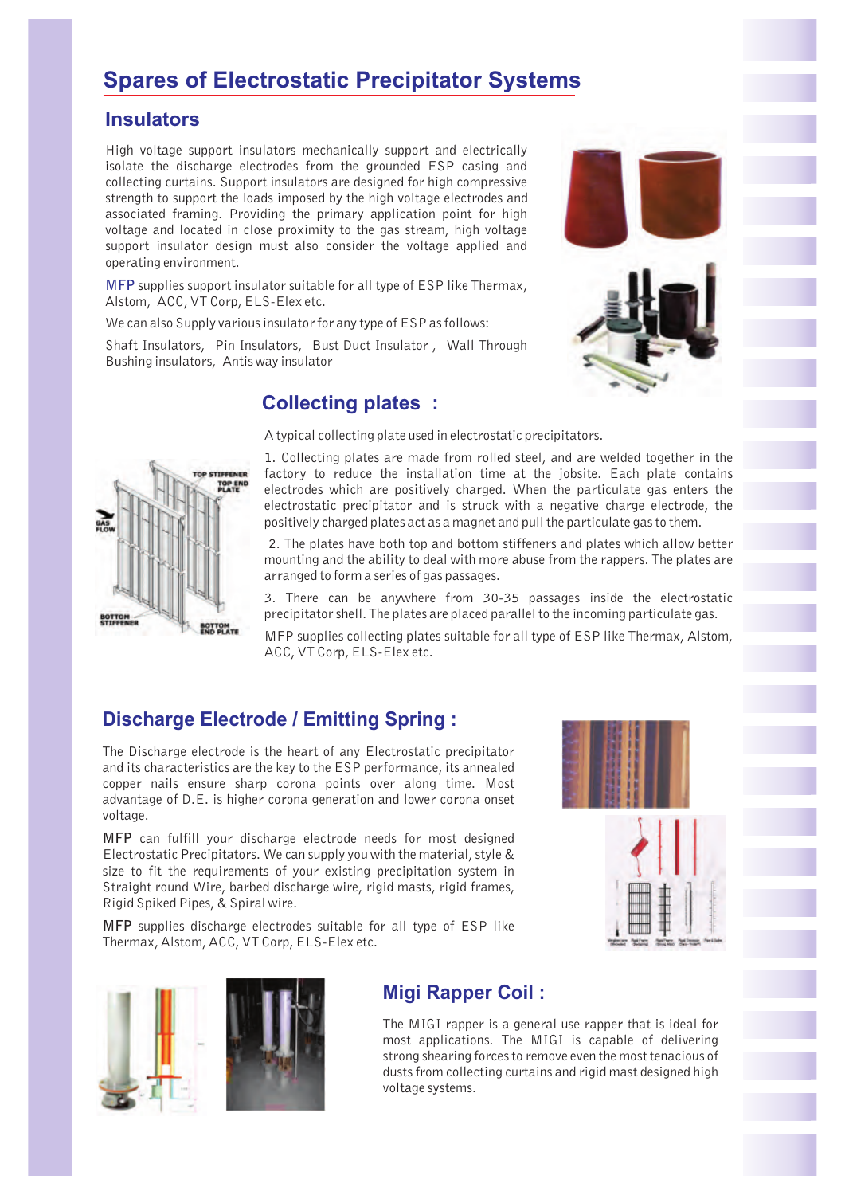# Spares of Electrostatic Precipitator Systems

## Insulators

High voltage support insulators mechanically support and electrically isolate the discharge electrodes from the grounded ESP casing and collecting curtains. Support insulators are designed for high compressive strength to support the loads imposed by the high voltage electrodes and associated framing. Providing the primary application point for high voltage and located in close proximity to the gas stream, high voltage support insulator design must also consider the voltage applied and operating environment.

MFP supplies support insulator suitable for all type of ESP like Thermax, Alstom, ACC, VT Corp, ELS-Elex etc.

We can also Supply various insulator for any type of ESP as follows:

Shaft Insulators, Pin Insulators, Bust Duct Insulator , Wall Through Bushing insulators, Antis way insulator

## Collecting plates :

A typical collecting plate used in electrostatic precipitators.

1. Collecting plates are made from rolled steel, and are welded together in the factory to reduce the installation time at the jobsite. Each plate contains electrodes which are positively charged. When the particulate gas enters the electrostatic precipitator and is struck with a negative charge electrode, the positively charged plates act as a magnet and pull the particulate gas to them.

2. The plates have both top and bottom stiffeners and plates which allow better mounting and the ability to deal with more abuse from the rappers. The plates are arranged to form a series of gas passages.

3. There can be anywhere from 30-35 passages inside the electrostatic precipitator shell. The plates are placed parallel to the incoming particulate gas.

MFP supplies collecting plates suitable for all type of ESP like Thermax, Alstom, ACC, VT Corp, ELS-Elex etc.

## Discharge Electrode / Emitting Spring :

The Discharge electrode is the heart of any Electrostatic precipitator and its characteristics are the key to the ESP performance, its annealed copper nails ensure sharp corona points over along time. Most advantage of D.E. is higher corona generation and lower corona onset voltage.

MFP can fulfill your discharge electrode needs for most designed Electrostatic Precipitators. We can supply you with the material, style & size to fit the requirements of your existing precipitation system in Straight round Wire, barbed discharge wire, rigid masts, rigid frames, Rigid Spiked Pipes, & Spiral wire.

MFP supplies discharge electrodes suitable for all type of ESP like Thermax, Alstom, ACC, VT Corp, ELS-Elex etc.

## Migi Rapper Coil :

The MIGI rapper is a general use rapper that is ideal for most applications. The MIGI is capable of delivering strong shearing forces to remove even the most tenacious of dusts from collecting curtains and rigid mast designed high voltage systems.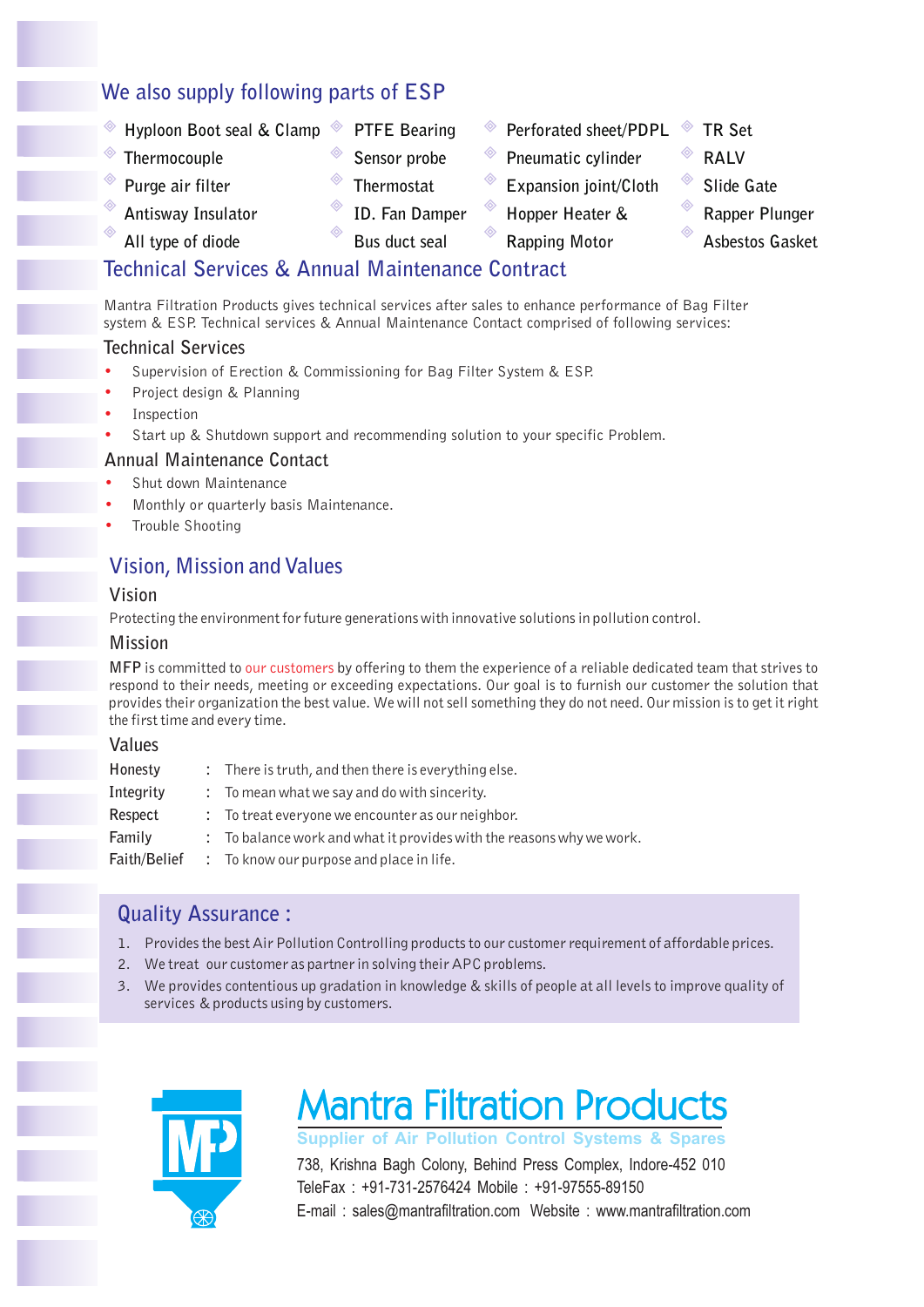## We also supply following parts of ESP

- Hyploon Boot seal & Clamp
- Thermocouple
- Purge air filter
- Antisway Insulator
- All type of diode
- PTFE Bearing
- Sensor probe
- Thermostat
- ID. Fan Damper
- Bus duct seal
- Perforated sheet/PDPL
- Pneumatic cylinder
- Expansion joint/Cloth
- Hopper Heater &
- Rapping Motor
- TR Set
- RALV
- Slide Gate
- Rapper Plunger
- Asbestos Gasket

## Technical Services & Annual Maintenance Contract

Mantra Filtration Products gives technical services after sales to enhance performance of Bag Filter system & ESP. Technical services & Annual Maintenance Contact comprised of following services:

### Technical Services

- Supervision of Erection & Commissioning for Bag Filter System & ESP.
- Project design & Planning
- Inspection
- Start up & Shutdown support and recommending solution to your specific Problem.

### Annual Maintenance Contact

- Shut down Maintenance
- Monthly or quarterly basis Maintenance.
- Trouble Shooting

## Vision, Mission and Values

### Vision

Protecting the environment for future generations with innovative solutions in pollution control.

### Mission

MFP is committed to our customers by offering to them the experience of a reliable dedicated team that strives to respond to their needs, meeting or exceeding expectations. Our goal is to furnish our customer the solution that provides their organization the best value. We will not sell something they do not need. Our mission is to get it right the first time and every time.

### Values

| | | |
|---|---|---|
| Honesty | : | There is truth, and then there is everything else. |
| Integrity | : | To mean what we say and do with sincerity. |
| Respect | : | To treat everyone we encounter as our neighbor. |
| Family | : | To balance work and what it provides with the reasons why we work. |
| Faith/Belief | : | To know our purpose and place in life. |

## Quality Assurance :

1. Provides the best Air Pollution Controlling products to our customer requirement of affordable prices.
2. We treat our customer as partner in solving their APC problems.
3. We provides contentious up gradation in knowledge & skills of people at all levels to improve quality of services & products using by customers.

# Mantra Filtration Products

**Supplier of Air Pollution Control Systems & Spares**

738, Krishna Bagh Colony, Behind Press Complex, Indore-452 010

TeleFax : +91-731-2576424 Mobile : +91-97555-89150

E-mail : sales@mantrafiltration.com Website : www.mantrafiltration.com